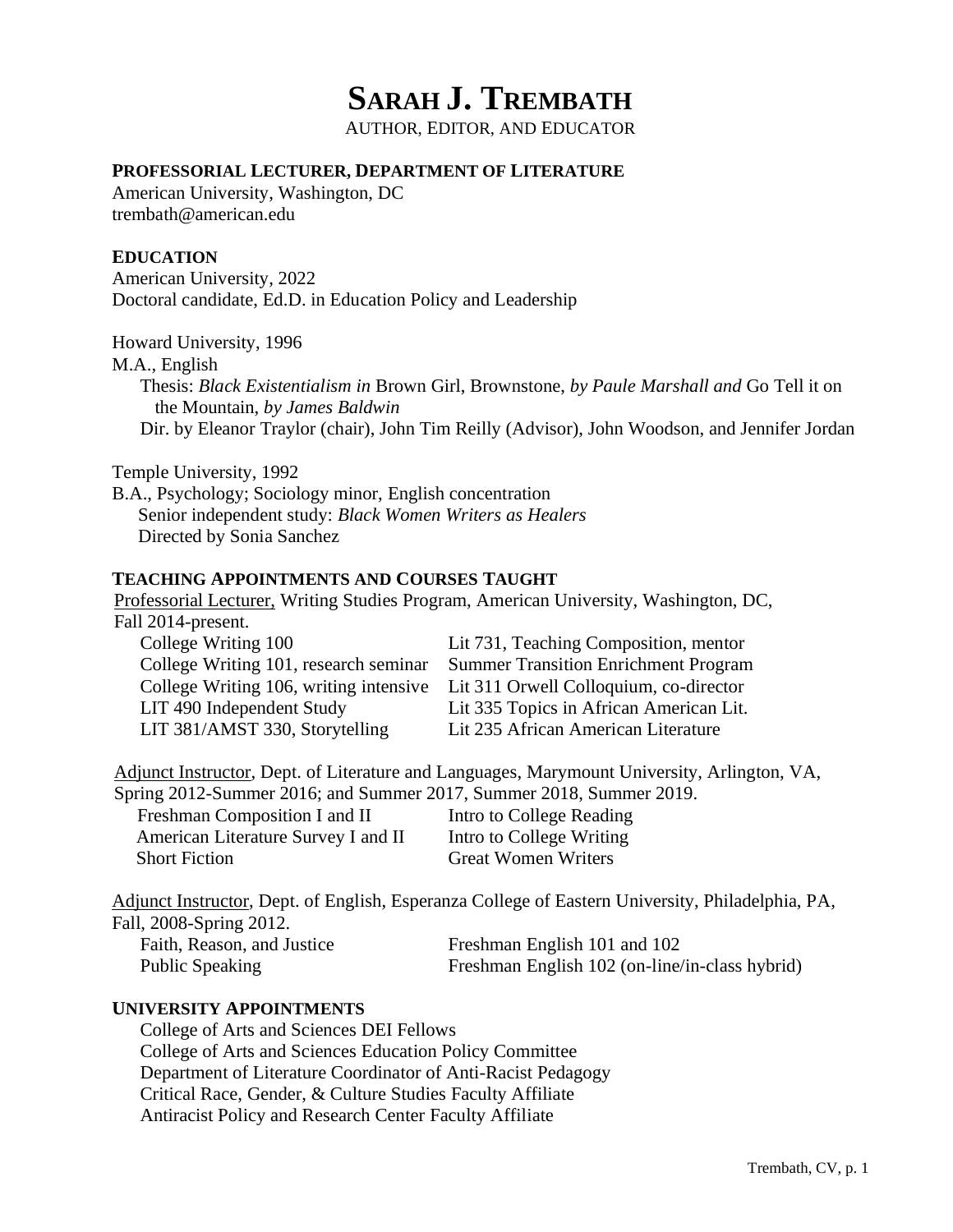# SARAH J. TREMBATH

AUTHOR, EDITOR, AND EDUCATOR

**PROFESSORIAL LECTURER, DEPARTMENT OF LITERATURE**

American University, Washington, DC
trembath@american.edu

## EDUCATION

American University, 2022
Doctoral candidate, Ed.D. in Education Policy and Leadership

Howard University, 1996
M.A., English
  Thesis: *Black Existentialism in* Brown Girl, Brownstone, *by Paule Marshall and* Go Tell it on the Mountain, *by James Baldwin*
  Dir. by Eleanor Traylor (chair), John Tim Reilly (Advisor), John Woodson, and Jennifer Jordan

Temple University, 1992
B.A., Psychology; Sociology minor, English concentration
  Senior independent study: *Black Women Writers as Healers*
  Directed by Sonia Sanchez

## TEACHING APPOINTMENTS AND COURSES TAUGHT

Professorial Lecturer, Writing Studies Program, American University, Washington, DC, Fall 2014-present.

- College Writing 100
- College Writing 101, research seminar
- College Writing 106, writing intensive
- LIT 490 Independent Study
- LIT 381/AMST 330, Storytelling
- Lit 731, Teaching Composition, mentor
- Summer Transition Enrichment Program
- Lit 311 Orwell Colloquium, co-director
- Lit 335 Topics in African American Lit.
- Lit 235 African American Literature

Adjunct Instructor, Dept. of Literature and Languages, Marymount University, Arlington, VA, Spring 2012-Summer 2016; and Summer 2017, Summer 2018, Summer 2019.

- Freshman Composition I and II
- American Literature Survey I and II
- Short Fiction
- Intro to College Reading
- Intro to College Writing
- Great Women Writers

Adjunct Instructor, Dept. of English, Esperanza College of Eastern University, Philadelphia, PA, Fall, 2008-Spring 2012.

- Faith, Reason, and Justice
- Public Speaking
- Freshman English 101 and 102
- Freshman English 102 (on-line/in-class hybrid)

## UNIVERSITY APPOINTMENTS

- College of Arts and Sciences DEI Fellows
- College of Arts and Sciences Education Policy Committee
- Department of Literature Coordinator of Anti-Racist Pedagogy
- Critical Race, Gender, & Culture Studies Faculty Affiliate
- Antiracist Policy and Research Center Faculty Affiliate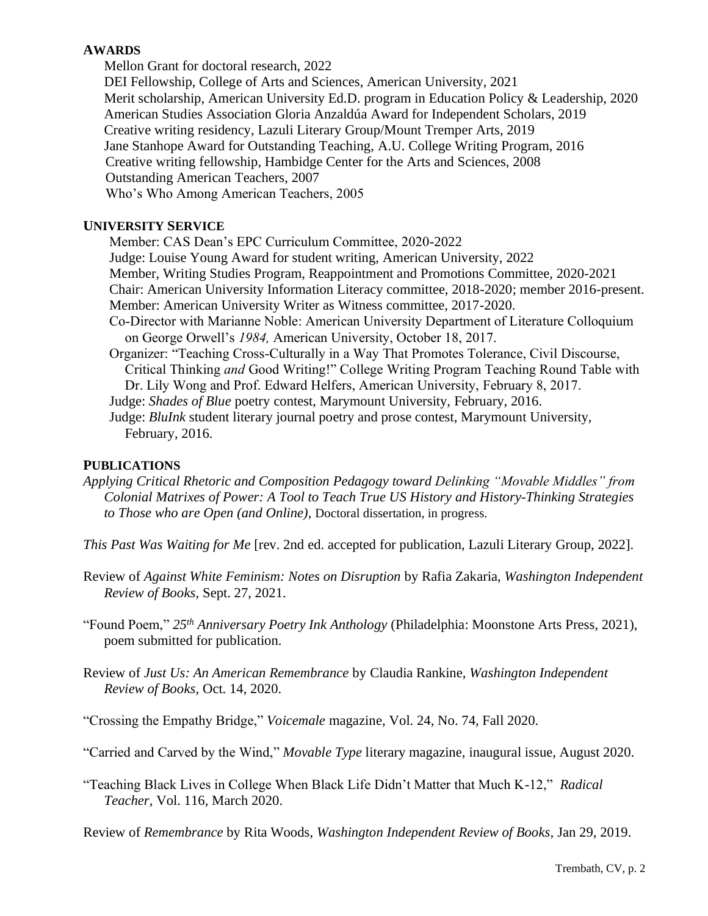## AWARDS

Mellon Grant for doctoral research, 2022
DEI Fellowship, College of Arts and Sciences, American University, 2021
Merit scholarship, American University Ed.D. program in Education Policy & Leadership, 2020
American Studies Association Gloria Anzaldúa Award for Independent Scholars, 2019
Creative writing residency, Lazuli Literary Group/Mount Tremper Arts, 2019
Jane Stanhope Award for Outstanding Teaching, A.U. College Writing Program, 2016
Creative writing fellowship, Hambidge Center for the Arts and Sciences, 2008
Outstanding American Teachers, 2007
Who's Who Among American Teachers, 2005

## UNIVERSITY SERVICE

Member: CAS Dean's EPC Curriculum Committee, 2020-2022
Judge: Louise Young Award for student writing, American University, 2022
Member, Writing Studies Program, Reappointment and Promotions Committee, 2020-2021
Chair: American University Information Literacy committee, 2018-2020; member 2016-present.
Member: American University Writer as Witness committee, 2017-2020.
Co-Director with Marianne Noble: American University Department of Literature Colloquium on George Orwell's *1984,* American University, October 18, 2017.
Organizer: "Teaching Cross-Culturally in a Way That Promotes Tolerance, Civil Discourse, Critical Thinking *and* Good Writing!" College Writing Program Teaching Round Table with Dr. Lily Wong and Prof. Edward Helfers, American University, February 8, 2017.
Judge: *Shades of Blue* poetry contest, Marymount University, February, 2016.
Judge: *BluInk* student literary journal poetry and prose contest, Marymount University, February, 2016.

## PUBLICATIONS

*Applying Critical Rhetoric and Composition Pedagogy toward Delinking "Movable Middles" from Colonial Matrixes of Power: A Tool to Teach True US History and History-Thinking Strategies to Those who are Open (and Online),* Doctoral dissertation, in progress.

*This Past Was Waiting for Me* [rev. 2nd ed. accepted for publication, Lazuli Literary Group, 2022].

Review of *Against White Feminism: Notes on Disruption* by Rafia Zakaria, *Washington Independent Review of Books,* Sept. 27, 2021.

"Found Poem," *25th Anniversary Poetry Ink Anthology* (Philadelphia: Moonstone Arts Press, 2021), poem submitted for publication.

Review of *Just Us: An American Remembrance* by Claudia Rankine, *Washington Independent Review of Books,* Oct. 14, 2020.

"Crossing the Empathy Bridge," *Voicemale* magazine, Vol. 24, No. 74, Fall 2020.

"Carried and Carved by the Wind," *Movable Type* literary magazine, inaugural issue, August 2020.

"Teaching Black Lives in College When Black Life Didn't Matter that Much K-12," *Radical Teacher,* Vol. 116, March 2020.

Review of *Remembrance* by Rita Woods, *Washington Independent Review of Books*, Jan 29, 2019.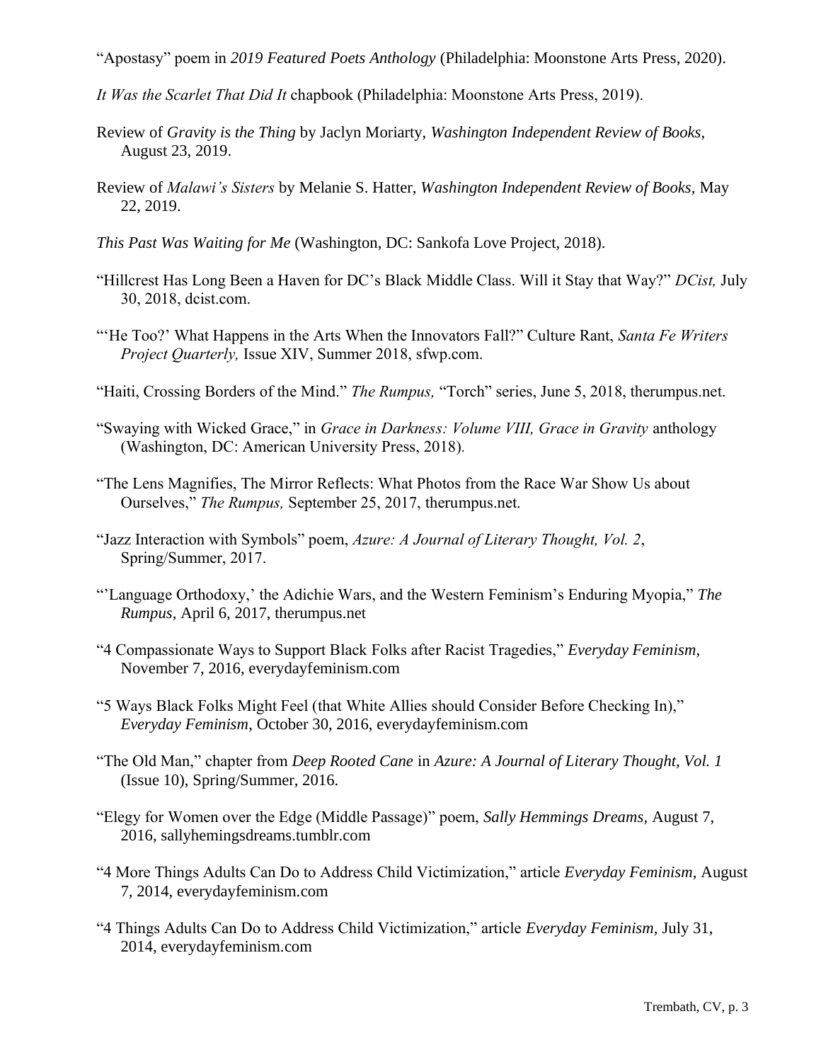"Apostasy" poem in *2019 Featured Poets Anthology* (Philadelphia: Moonstone Arts Press, 2020).

*It Was the Scarlet That Did It* chapbook (Philadelphia: Moonstone Arts Press, 2019).

Review of *Gravity is the Thing* by Jaclyn Moriarty, *Washington Independent Review of Books*, August 23, 2019.

Review of *Malawi's Sisters* by Melanie S. Hatter, *Washington Independent Review of Books*, May 22, 2019.

*This Past Was Waiting for Me* (Washington, DC: Sankofa Love Project, 2018).

"Hillcrest Has Long Been a Haven for DC's Black Middle Class. Will it Stay that Way?" *DCist,* July 30, 2018, dcist.com.

"'He Too?' What Happens in the Arts When the Innovators Fall?" Culture Rant, *Santa Fe Writers Project Quarterly,* Issue XIV, Summer 2018, sfwp.com.

"Haiti, Crossing Borders of the Mind." *The Rumpus,* "Torch" series, June 5, 2018, therumpus.net.

"Swaying with Wicked Grace," in *Grace in Darkness: Volume VIII, Grace in Gravity* anthology (Washington, DC: American University Press, 2018).

"The Lens Magnifies, The Mirror Reflects: What Photos from the Race War Show Us about Ourselves," *The Rumpus,* September 25, 2017, therumpus.net.

"Jazz Interaction with Symbols" poem, *Azure: A Journal of Literary Thought, Vol. 2*, Spring/Summer, 2017.

"'Language Orthodoxy,' the Adichie Wars, and the Western Feminism's Enduring Myopia," *The Rumpus,* April 6, 2017, therumpus.net

"4 Compassionate Ways to Support Black Folks after Racist Tragedies," *Everyday Feminism,* November 7, 2016, everydayfeminism.com

"5 Ways Black Folks Might Feel (that White Allies should Consider Before Checking In)," *Everyday Feminism,* October 30, 2016, everydayfeminism.com

"The Old Man," chapter from *Deep Rooted Cane* in *Azure: A Journal of Literary Thought, Vol. 1* (Issue 10), Spring/Summer, 2016.

"Elegy for Women over the Edge (Middle Passage)" poem, *Sally Hemmings Dreams,* August 7, 2016, sallyhemingsdreams.tumblr.com

"4 More Things Adults Can Do to Address Child Victimization," article *Everyday Feminism,* August 7, 2014, everydayfeminism.com

"4 Things Adults Can Do to Address Child Victimization," article *Everyday Feminism,* July 31, 2014, everydayfeminism.com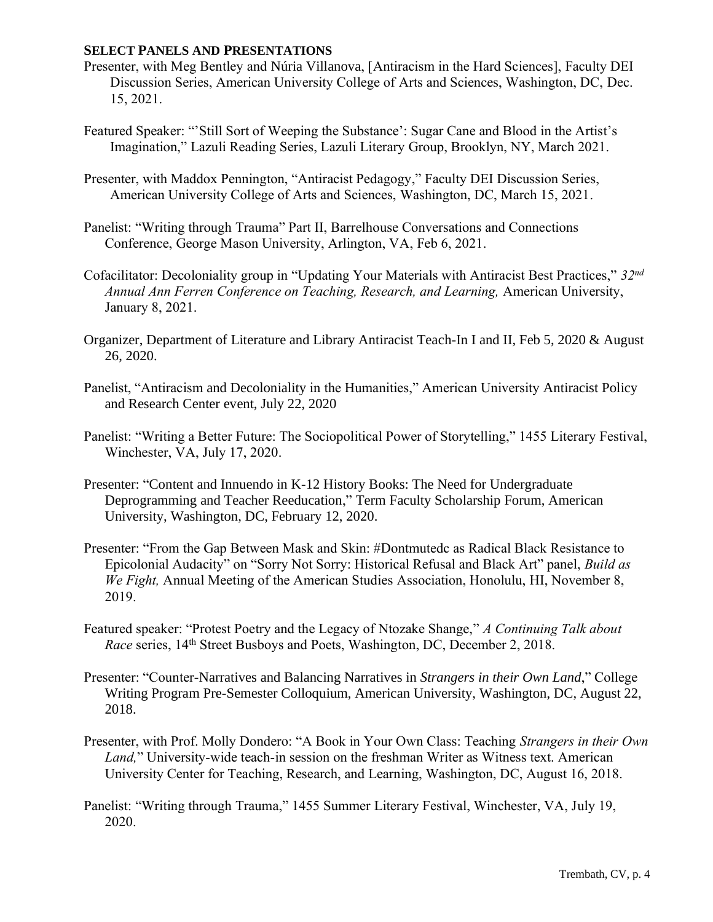## SELECT PANELS AND PRESENTATIONS

Presenter, with Meg Bentley and Núria Villanova, [Antiracism in the Hard Sciences], Faculty DEI Discussion Series, American University College of Arts and Sciences, Washington, DC, Dec. 15, 2021.

Featured Speaker: "'Still Sort of Weeping the Substance': Sugar Cane and Blood in the Artist's Imagination," Lazuli Reading Series, Lazuli Literary Group, Brooklyn, NY, March 2021.

Presenter, with Maddox Pennington, "Antiracist Pedagogy," Faculty DEI Discussion Series, American University College of Arts and Sciences, Washington, DC, March 15, 2021.

Panelist: "Writing through Trauma" Part II, Barrelhouse Conversations and Connections Conference, George Mason University, Arlington, VA, Feb 6, 2021.

Cofacilitator: Decoloniality group in "Updating Your Materials with Antiracist Best Practices," *32nd Annual Ann Ferren Conference on Teaching, Research, and Learning,* American University, January 8, 2021.

Organizer, Department of Literature and Library Antiracist Teach-In I and II, Feb 5, 2020 & August 26, 2020.

Panelist, "Antiracism and Decoloniality in the Humanities," American University Antiracist Policy and Research Center event, July 22, 2020

Panelist: "Writing a Better Future: The Sociopolitical Power of Storytelling," 1455 Literary Festival, Winchester, VA, July 17, 2020.

Presenter: "Content and Innuendo in K-12 History Books: The Need for Undergraduate Deprogramming and Teacher Reeducation," Term Faculty Scholarship Forum, American University, Washington, DC, February 12, 2020.

Presenter: "From the Gap Between Mask and Skin: #Dontmutedc as Radical Black Resistance to Epicolonial Audacity" on "Sorry Not Sorry: Historical Refusal and Black Art" panel, *Build as We Fight,* Annual Meeting of the American Studies Association, Honolulu, HI, November 8, 2019.

Featured speaker: "Protest Poetry and the Legacy of Ntozake Shange," *A Continuing Talk about Race* series, 14th Street Busboys and Poets, Washington, DC, December 2, 2018.

Presenter: "Counter-Narratives and Balancing Narratives in *Strangers in their Own Land*," College Writing Program Pre-Semester Colloquium, American University, Washington, DC, August 22, 2018.

Presenter, with Prof. Molly Dondero: "A Book in Your Own Class: Teaching *Strangers in their Own Land,*" University-wide teach-in session on the freshman Writer as Witness text. American University Center for Teaching, Research, and Learning, Washington, DC, August 16, 2018.

Panelist: "Writing through Trauma," 1455 Summer Literary Festival, Winchester, VA, July 19, 2020.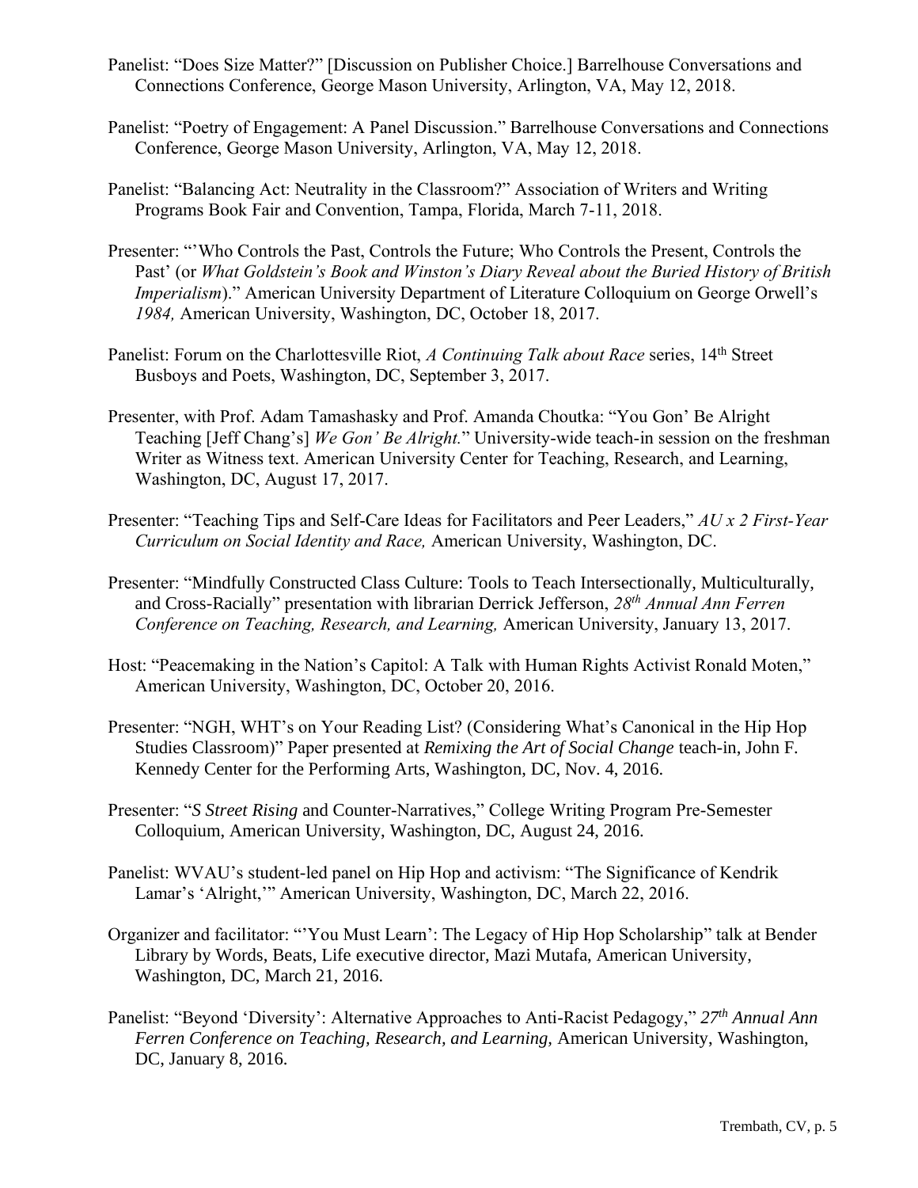Panelist: “Does Size Matter?” [Discussion on Publisher Choice.] Barrelhouse Conversations and Connections Conference, George Mason University, Arlington, VA, May 12, 2018.

Panelist: “Poetry of Engagement: A Panel Discussion.” Barrelhouse Conversations and Connections Conference, George Mason University, Arlington, VA, May 12, 2018.

Panelist: “Balancing Act: Neutrality in the Classroom?” Association of Writers and Writing Programs Book Fair and Convention, Tampa, Florida, March 7-11, 2018.

Presenter: “’Who Controls the Past, Controls the Future; Who Controls the Present, Controls the Past’ (or *What Goldstein’s Book and Winston’s Diary Reveal about the Buried History of British Imperialism*).” American University Department of Literature Colloquium on George Orwell’s *1984,* American University, Washington, DC, October 18, 2017.

Panelist: Forum on the Charlottesville Riot, *A Continuing Talk about Race* series, 14th Street Busboys and Poets, Washington, DC, September 3, 2017.

Presenter, with Prof. Adam Tamashasky and Prof. Amanda Choutka: “You Gon’ Be Alright Teaching [Jeff Chang’s] *We Gon’ Be Alright.*” University-wide teach-in session on the freshman Writer as Witness text. American University Center for Teaching, Research, and Learning, Washington, DC, August 17, 2017.

Presenter: “Teaching Tips and Self-Care Ideas for Facilitators and Peer Leaders,” *AU x 2 First-Year Curriculum on Social Identity and Race,* American University, Washington, DC.

Presenter: “Mindfully Constructed Class Culture: Tools to Teach Intersectionally, Multiculturally, and Cross-Racially” presentation with librarian Derrick Jefferson, *28th Annual Ann Ferren Conference on Teaching, Research, and Learning,* American University, January 13, 2017.

Host: “Peacemaking in the Nation’s Capitol: A Talk with Human Rights Activist Ronald Moten,” American University, Washington, DC, October 20, 2016.

Presenter: “NGH, WHT’s on Your Reading List? (Considering What’s Canonical in the Hip Hop Studies Classroom)” Paper presented at *Remixing the Art of Social Change* teach-in, John F. Kennedy Center for the Performing Arts, Washington, DC, Nov. 4, 2016.

Presenter: “*S Street Rising* and Counter-Narratives,” College Writing Program Pre-Semester Colloquium, American University, Washington, DC, August 24, 2016.

Panelist: WVAU’s student-led panel on Hip Hop and activism: “The Significance of Kendrik Lamar’s ‘Alright,’” American University, Washington, DC, March 22, 2016.

Organizer and facilitator: “’You Must Learn’: The Legacy of Hip Hop Scholarship” talk at Bender Library by Words, Beats, Life executive director, Mazi Mutafa, American University, Washington, DC, March 21, 2016.

Panelist: “Beyond ‘Diversity’: Alternative Approaches to Anti-Racist Pedagogy,” *27th Annual Ann Ferren Conference on Teaching, Research, and Learning,* American University, Washington, DC, January 8, 2016.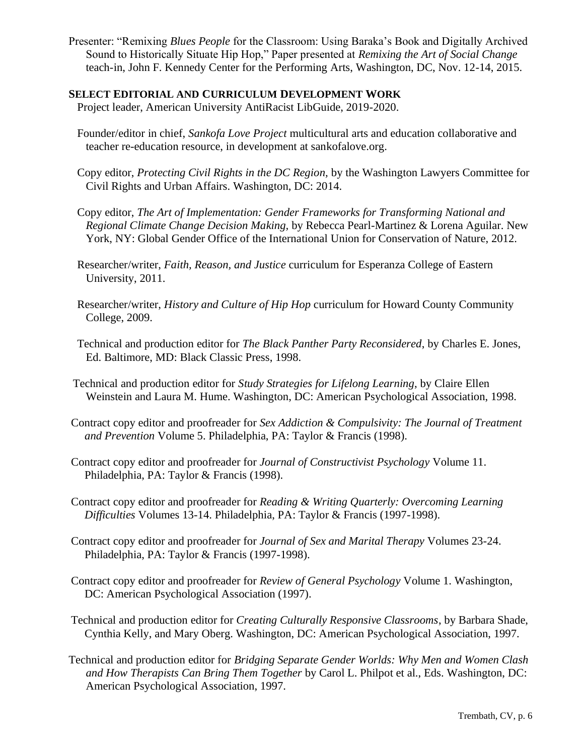Presenter: "Remixing *Blues People* for the Classroom: Using Baraka's Book and Digitally Archived Sound to Historically Situate Hip Hop," Paper presented at *Remixing the Art of Social Change* teach-in, John F. Kennedy Center for the Performing Arts, Washington, DC, Nov. 12-14, 2015.

## SELECT EDITORIAL AND CURRICULUM DEVELOPMENT WORK

Project leader, American University AntiRacist LibGuide, 2019-2020.

Founder/editor in chief, *Sankofa Love Project* multicultural arts and education collaborative and teacher re-education resource, in development at sankofalove.org.

Copy editor, *Protecting Civil Rights in the DC Region,* by the Washington Lawyers Committee for Civil Rights and Urban Affairs. Washington, DC: 2014.

Copy editor, *The Art of Implementation: Gender Frameworks for Transforming National and Regional Climate Change Decision Making,* by Rebecca Pearl-Martinez & Lorena Aguilar. New York, NY: Global Gender Office of the International Union for Conservation of Nature, 2012.

Researcher/writer, *Faith, Reason, and Justice* curriculum for Esperanza College of Eastern University, 2011.

Researcher/writer, *History and Culture of Hip Hop* curriculum for Howard County Community College, 2009.

Technical and production editor for *The Black Panther Party Reconsidered,* by Charles E. Jones, Ed. Baltimore, MD: Black Classic Press, 1998.

Technical and production editor for *Study Strategies for Lifelong Learning,* by Claire Ellen Weinstein and Laura M. Hume. Washington, DC: American Psychological Association, 1998.

Contract copy editor and proofreader for *Sex Addiction & Compulsivity: The Journal of Treatment and Prevention* Volume 5. Philadelphia, PA: Taylor & Francis (1998).

Contract copy editor and proofreader for *Journal of Constructivist Psychology* Volume 11. Philadelphia, PA: Taylor & Francis (1998).

Contract copy editor and proofreader for *Reading & Writing Quarterly: Overcoming Learning Difficulties* Volumes 13-14. Philadelphia, PA: Taylor & Francis (1997-1998).

Contract copy editor and proofreader for *Journal of Sex and Marital Therapy* Volumes 23-24. Philadelphia, PA: Taylor & Francis (1997-1998).

Contract copy editor and proofreader for *Review of General Psychology* Volume 1. Washington, DC: American Psychological Association (1997).

Technical and production editor for *Creating Culturally Responsive Classrooms*, by Barbara Shade, Cynthia Kelly, and Mary Oberg. Washington, DC: American Psychological Association, 1997.

Technical and production editor for *Bridging Separate Gender Worlds: Why Men and Women Clash and How Therapists Can Bring Them Together* by Carol L. Philpot et al., Eds. Washington, DC: American Psychological Association, 1997.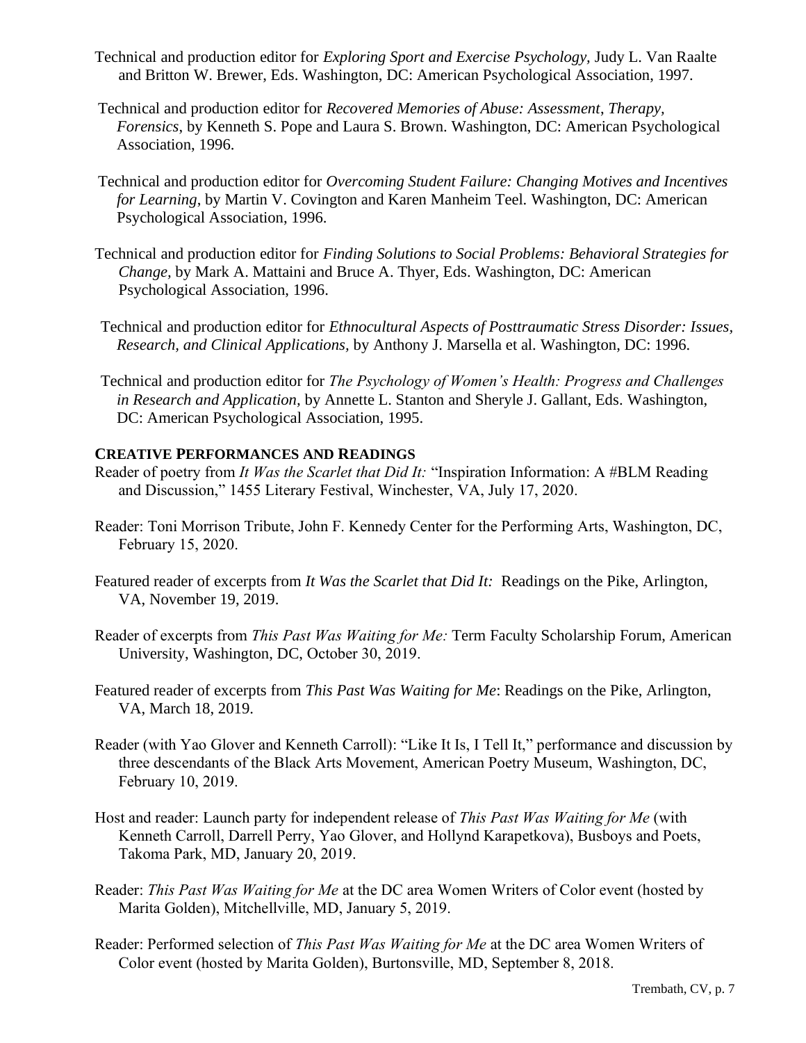Technical and production editor for *Exploring Sport and Exercise Psychology,* Judy L. Van Raalte and Britton W. Brewer, Eds. Washington, DC: American Psychological Association, 1997.

Technical and production editor for *Recovered Memories of Abuse: Assessment*, *Therapy, Forensics*, by Kenneth S. Pope and Laura S. Brown. Washington, DC: American Psychological Association, 1996.

Technical and production editor for *Overcoming Student Failure: Changing Motives and Incentives for Learning*, by Martin V. Covington and Karen Manheim Teel. Washington, DC: American Psychological Association, 1996.

Technical and production editor for *Finding Solutions to Social Problems: Behavioral Strategies for Change,* by Mark A. Mattaini and Bruce A. Thyer, Eds. Washington, DC: American Psychological Association, 1996.

Technical and production editor for *Ethnocultural Aspects of Posttraumatic Stress Disorder: Issues, Research, and Clinical Applications,* by Anthony J. Marsella et al. Washington, DC: 1996.

Technical and production editor for *The Psychology of Women's Health: Progress and Challenges in Research and Application*, by Annette L. Stanton and Sheryle J. Gallant, Eds. Washington, DC: American Psychological Association, 1995.

## CREATIVE PERFORMANCES AND READINGS

Reader of poetry from *It Was the Scarlet that Did It:* "Inspiration Information: A #BLM Reading and Discussion," 1455 Literary Festival, Winchester, VA, July 17, 2020.

Reader: Toni Morrison Tribute, John F. Kennedy Center for the Performing Arts, Washington, DC, February 15, 2020.

Featured reader of excerpts from *It Was the Scarlet that Did It:* Readings on the Pike, Arlington, VA, November 19, 2019.

Reader of excerpts from *This Past Was Waiting for Me:* Term Faculty Scholarship Forum, American University, Washington, DC, October 30, 2019.

Featured reader of excerpts from *This Past Was Waiting for Me*: Readings on the Pike, Arlington, VA, March 18, 2019.

Reader (with Yao Glover and Kenneth Carroll): "Like It Is, I Tell It," performance and discussion by three descendants of the Black Arts Movement, American Poetry Museum, Washington, DC, February 10, 2019.

Host and reader: Launch party for independent release of *This Past Was Waiting for Me* (with Kenneth Carroll, Darrell Perry, Yao Glover, and Hollynd Karapetkova), Busboys and Poets, Takoma Park, MD, January 20, 2019.

Reader: *This Past Was Waiting for Me* at the DC area Women Writers of Color event (hosted by Marita Golden), Mitchellville, MD, January 5, 2019.

Reader: Performed selection of *This Past Was Waiting for Me* at the DC area Women Writers of Color event (hosted by Marita Golden), Burtonsville, MD, September 8, 2018.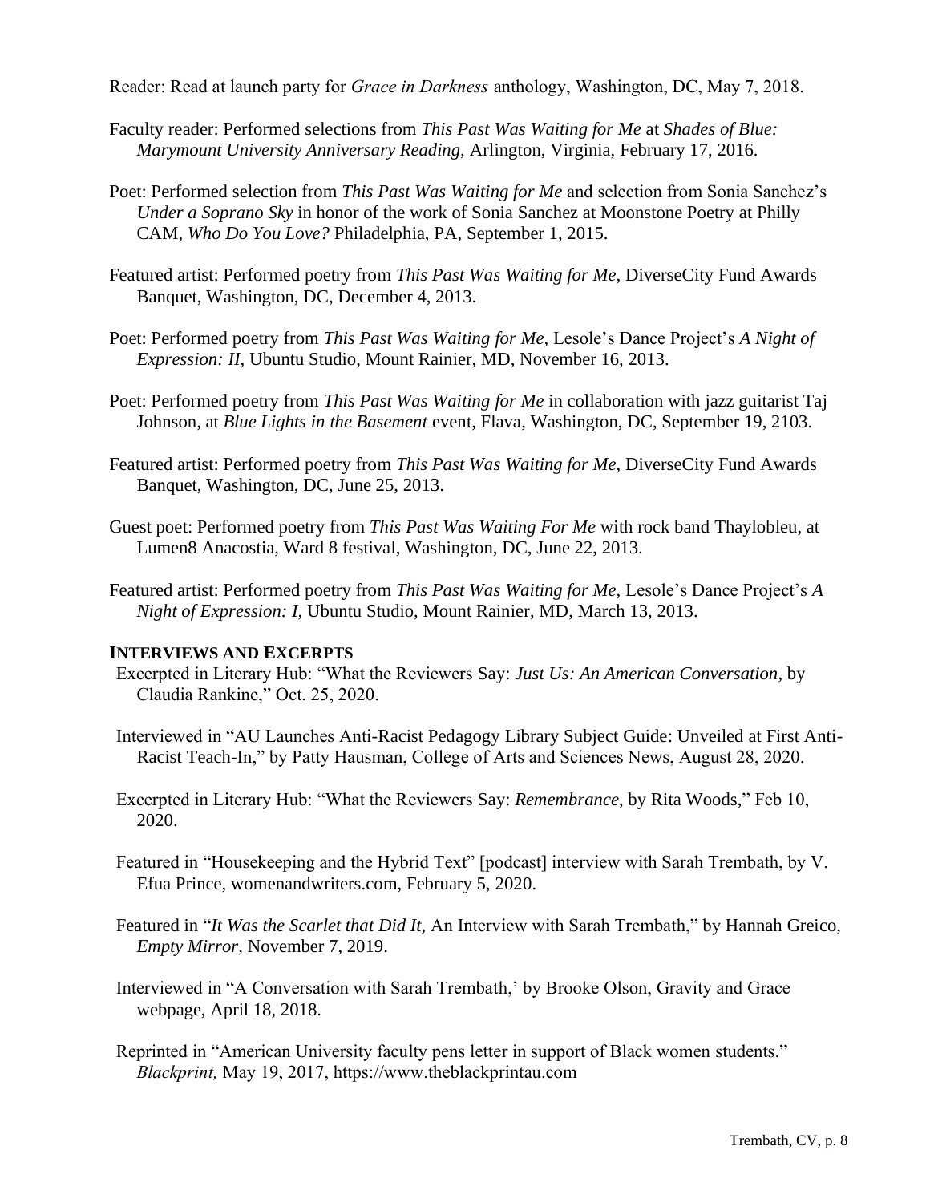Reader: Read at launch party for *Grace in Darkness* anthology, Washington, DC, May 7, 2018.

Faculty reader: Performed selections from *This Past Was Waiting for Me* at *Shades of Blue: Marymount University Anniversary Reading*, Arlington, Virginia, February 17, 2016.

Poet: Performed selection from *This Past Was Waiting for Me* and selection from Sonia Sanchez's *Under a Soprano Sky* in honor of the work of Sonia Sanchez at Moonstone Poetry at Philly CAM, *Who Do You Love?* Philadelphia, PA, September 1, 2015.

Featured artist: Performed poetry from *This Past Was Waiting for Me,* DiverseCity Fund Awards Banquet, Washington, DC, December 4, 2013.

Poet: Performed poetry from *This Past Was Waiting for Me*, Lesole's Dance Project's *A Night of Expression: II,* Ubuntu Studio, Mount Rainier, MD, November 16, 2013.

Poet: Performed poetry from *This Past Was Waiting for Me* in collaboration with jazz guitarist Taj Johnson, at *Blue Lights in the Basement* event, Flava, Washington, DC, September 19, 2103.

Featured artist: Performed poetry from *This Past Was Waiting for Me,* DiverseCity Fund Awards Banquet, Washington, DC, June 25, 2013.

Guest poet: Performed poetry from *This Past Was Waiting For Me* with rock band Thaylobleu, at Lumen8 Anacostia, Ward 8 festival, Washington, DC, June 22, 2013.

Featured artist: Performed poetry from *This Past Was Waiting for Me,* Lesole's Dance Project's *A Night of Expression: I,* Ubuntu Studio, Mount Rainier, MD, March 13, 2013.

**INTERVIEWS AND EXCERPTS**

Excerpted in Literary Hub: "What the Reviewers Say: *Just Us: An American Conversation*, by Claudia Rankine," Oct. 25, 2020.

Interviewed in "AU Launches Anti-Racist Pedagogy Library Subject Guide: Unveiled at First Anti-Racist Teach-In," by Patty Hausman, College of Arts and Sciences News, August 28, 2020.

Excerpted in Literary Hub: "What the Reviewers Say: *Remembrance*, by Rita Woods," Feb 10, 2020.

Featured in "Housekeeping and the Hybrid Text" [podcast] interview with Sarah Trembath, by V. Efua Prince, womenandwriters.com, February 5, 2020.

Featured in "*It Was the Scarlet that Did It,* An Interview with Sarah Trembath," by Hannah Greico, *Empty Mirror,* November 7, 2019.

Interviewed in "A Conversation with Sarah Trembath,' by Brooke Olson, Gravity and Grace webpage, April 18, 2018.

Reprinted in "American University faculty pens letter in support of Black women students." *Blackprint,* May 19, 2017, https://www.theblackprintau.com